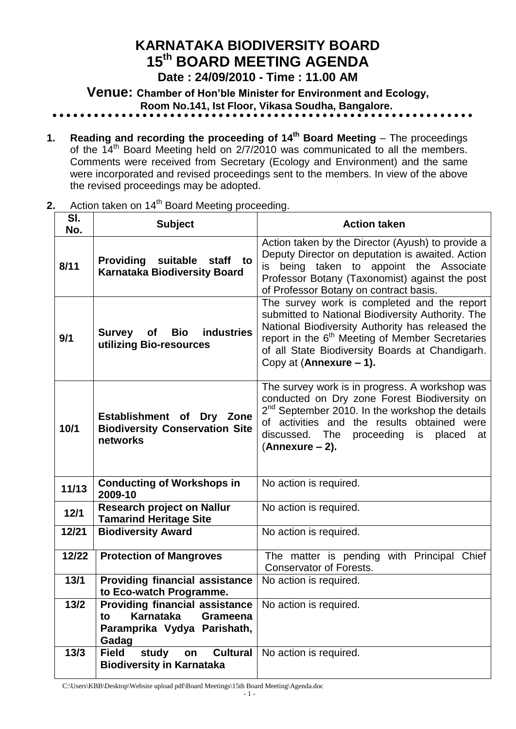# KARNATAKA BIODIVERSITY BOARD
# 15th BOARD MEETING AGENDA

**Date : 24/09/2010 - Time : 11.00 AM**

**Venue: Chamber of Hon'ble Minister for Environment and Ecology, Room No.141, Ist Floor, Vikasa Soudha, Bangalore.**

1. **Reading and recording the proceeding of 14th Board Meeting** – The proceedings of the 14th Board Meeting held on 2/7/2010 was communicated to all the members. Comments were received from Secretary (Ecology and Environment) and the same were incorporated and revised proceedings sent to the members. In view of the above the revised proceedings may be adopted.

2. Action taken on 14th Board Meeting proceeding.

| Sl. No. | Subject | Action taken |
|---|---|---|
| 8/11 | **Providing suitable staff to Karnataka Biodiversity Board** | Action taken by the Director (Ayush) to provide a Deputy Director on deputation is awaited. Action is being taken to appoint the Associate Professor Botany (Taxonomist) against the post of Professor Botany on contract basis. |
| 9/1 | **Survey of Bio industries utilizing Bio-resources** | The survey work is completed and the report submitted to National Biodiversity Authority. The National Biodiversity Authority has released the report in the 6th Meeting of Member Secretaries of all State Biodiversity Boards at Chandigarh. Copy at (**Annexure – 1).** |
| 10/1 | **Establishment of Dry Zone Biodiversity Conservation Site networks** | The survey work is in progress. A workshop was conducted on Dry zone Forest Biodiversity on 2nd September 2010. In the workshop the details of activities and the results obtained were discussed. The proceeding is placed at (**Annexure – 2).** |
| 11/13 | **Conducting of Workshops in 2009-10** | No action is required. |
| 12/1 | **Research project on Nallur Tamarind Heritage Site** | No action is required. |
| 12/21 | **Biodiversity Award** | No action is required. |
| 12/22 | **Protection of Mangroves** | The matter is pending with Principal Chief Conservator of Forests. |
| 13/1 | **Providing financial assistance to Eco-watch Programme.** | No action is required. |
| 13/2 | **Providing financial assistance to Karnataka Grameena Paramprika Vydya Parishath, Gadag** | No action is required. |
| 13/3 | **Field study on Cultural Biodiversity in Karnataka** | No action is required. |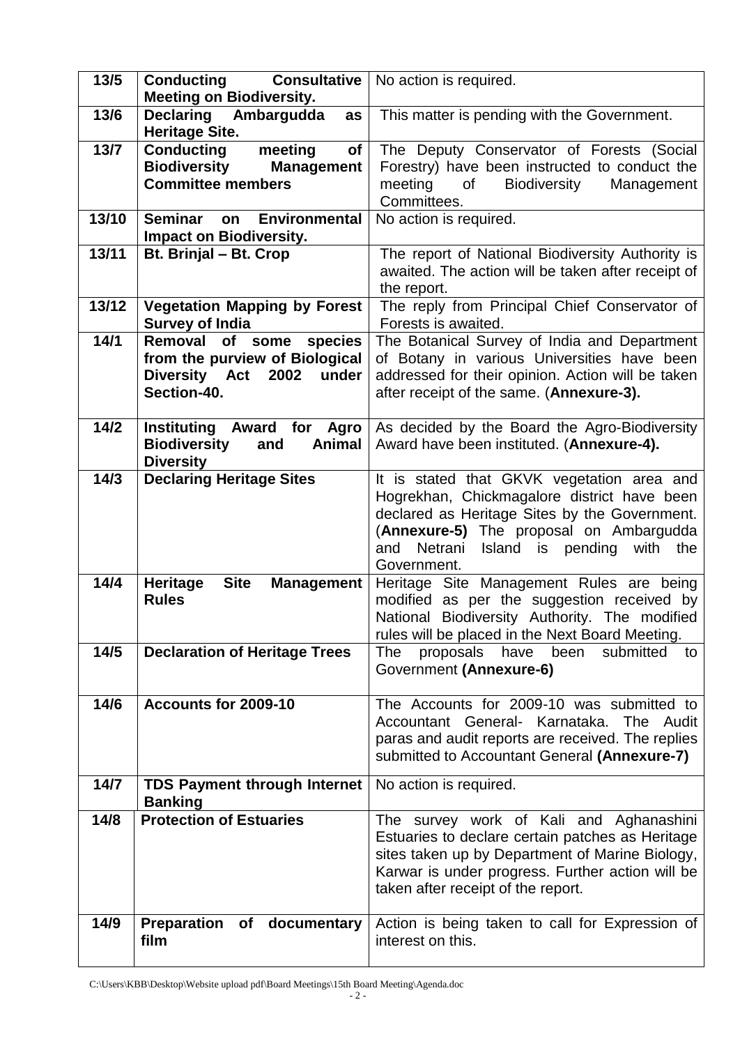| 13/5 | **Conducting Consultative Meeting on Biodiversity.** | No action is required. |
|---|---|---|
| 13/6 | **Declaring Ambargudda as Heritage Site.** | This matter is pending with the Government. |
| 13/7 | **Conducting meeting of Biodiversity Management Committee members** | The Deputy Conservator of Forests (Social Forestry) have been instructed to conduct the meeting of Biodiversity Management Committees. |
| 13/10 | **Seminar on Environmental Impact on Biodiversity.** | No action is required. |
| 13/11 | **Bt. Brinjal – Bt. Crop** | The report of National Biodiversity Authority is awaited. The action will be taken after receipt of the report. |
| 13/12 | **Vegetation Mapping by Forest Survey of India** | The reply from Principal Chief Conservator of Forests is awaited. |
| 14/1 | **Removal of some species from the purview of Biological Diversity Act 2002 under Section-40.** | The Botanical Survey of India and Department of Botany in various Universities have been addressed for their opinion. Action will be taken after receipt of the same. (**Annexure-3).** |
| 14/2 | **Instituting Award for Agro Biodiversity and Animal Diversity** | As decided by the Board the Agro-Biodiversity Award have been instituted. (**Annexure-4).** |
| 14/3 | **Declaring Heritage Sites** | It is stated that GKVK vegetation area and Hogrekhan, Chickmagalore district have been declared as Heritage Sites by the Government. (**Annexure-5)** The proposal on Ambargudda and Netrani Island is pending with the Government. |
| 14/4 | **Heritage Site Management Rules** | Heritage Site Management Rules are being modified as per the suggestion received by National Biodiversity Authority. The modified rules will be placed in the Next Board Meeting. |
| 14/5 | **Declaration of Heritage Trees** | The proposals have been submitted to Government **(Annexure-6)** |
| 14/6 | **Accounts for 2009-10** | The Accounts for 2009-10 was submitted to Accountant General- Karnataka. The Audit paras and audit reports are received. The replies submitted to Accountant General **(Annexure-7)** |
| 14/7 | **TDS Payment through Internet Banking** | No action is required. |
| 14/8 | **Protection of Estuaries** | The survey work of Kali and Aghanashini Estuaries to declare certain patches as Heritage sites taken up by Department of Marine Biology, Karwar is under progress. Further action will be taken after receipt of the report. |
| 14/9 | **Preparation of documentary film** | Action is being taken to call for Expression of interest on this. |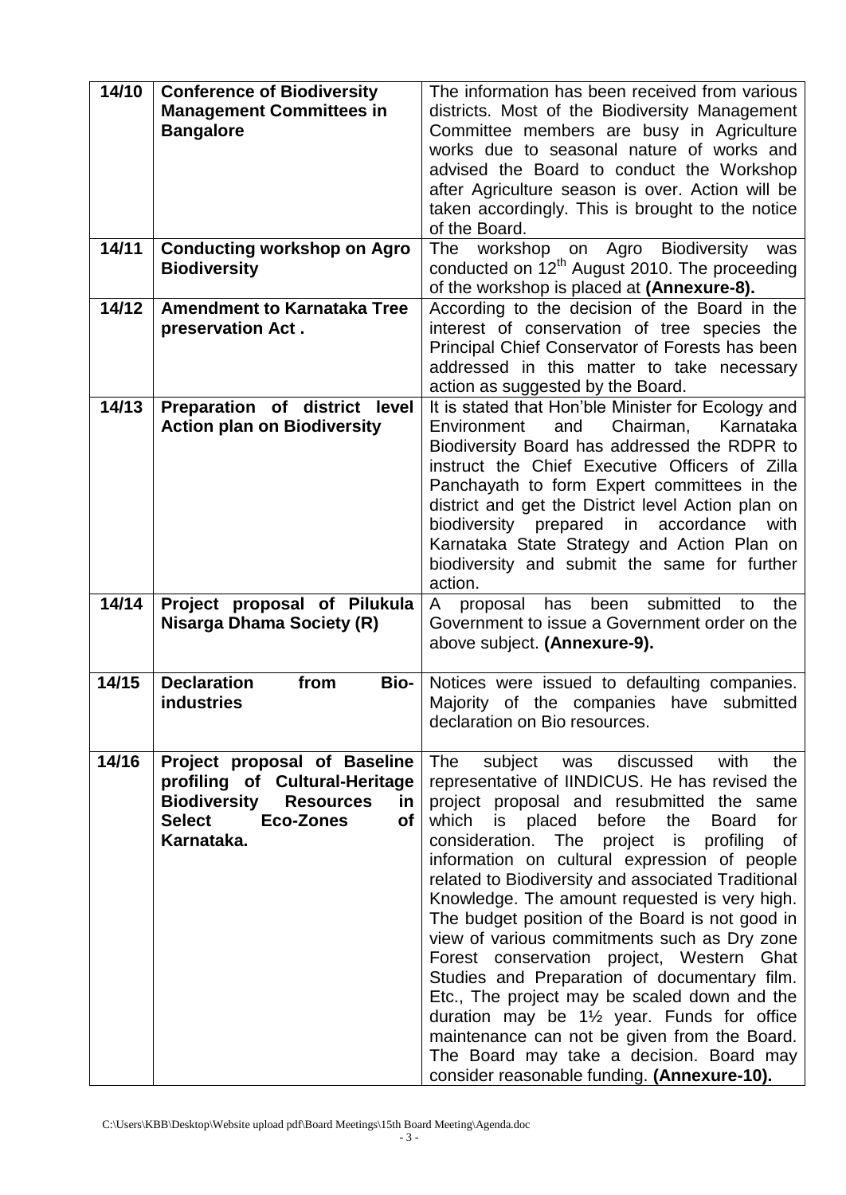| 14/10 | **Conference of Biodiversity Management Committees in Bangalore** | The information has been received from various districts. Most of the Biodiversity Management Committee members are busy in Agriculture works due to seasonal nature of works and advised the Board to conduct the Workshop after Agriculture season is over. Action will be taken accordingly. This is brought to the notice of the Board. |
|---|---|---|
| 14/11 | **Conducting workshop on Agro Biodiversity** | The workshop on Agro Biodiversity was conducted on 12th August 2010. The proceeding of the workshop is placed at **(Annexure-8).** |
| 14/12 | **Amendment to Karnataka Tree preservation Act .** | According to the decision of the Board in the interest of conservation of tree species the Principal Chief Conservator of Forests has been addressed in this matter to take necessary action as suggested by the Board. |
| 14/13 | **Preparation of district level Action plan on Biodiversity** | It is stated that Hon'ble Minister for Ecology and Environment and Chairman, Karnataka Biodiversity Board has addressed the RDPR to instruct the Chief Executive Officers of Zilla Panchayath to form Expert committees in the district and get the District level Action plan on biodiversity prepared in accordance with Karnataka State Strategy and Action Plan on biodiversity and submit the same for further action. |
| 14/14 | **Project proposal of Pilukula Nisarga Dhama Society (R)** | A proposal has been submitted to the Government to issue a Government order on the above subject. **(Annexure-9).** |
| 14/15 | **Declaration from Bio-industries** | Notices were issued to defaulting companies. Majority of the companies have submitted declaration on Bio resources. |
| 14/16 | **Project proposal of Baseline profiling of Cultural-Heritage Biodiversity Resources in Select Eco-Zones of Karnataka.** | The subject was discussed with the representative of IINDICUS. He has revised the project proposal and resubmitted the same which is placed before the Board for consideration. The project is profiling of information on cultural expression of people related to Biodiversity and associated Traditional Knowledge. The amount requested is very high. The budget position of the Board is not good in view of various commitments such as Dry zone Forest conservation project, Western Ghat Studies and Preparation of documentary film. Etc., The project may be scaled down and the duration may be 1½ year. Funds for office maintenance can not be given from the Board. The Board may take a decision. Board may consider reasonable funding. **(Annexure-10).** |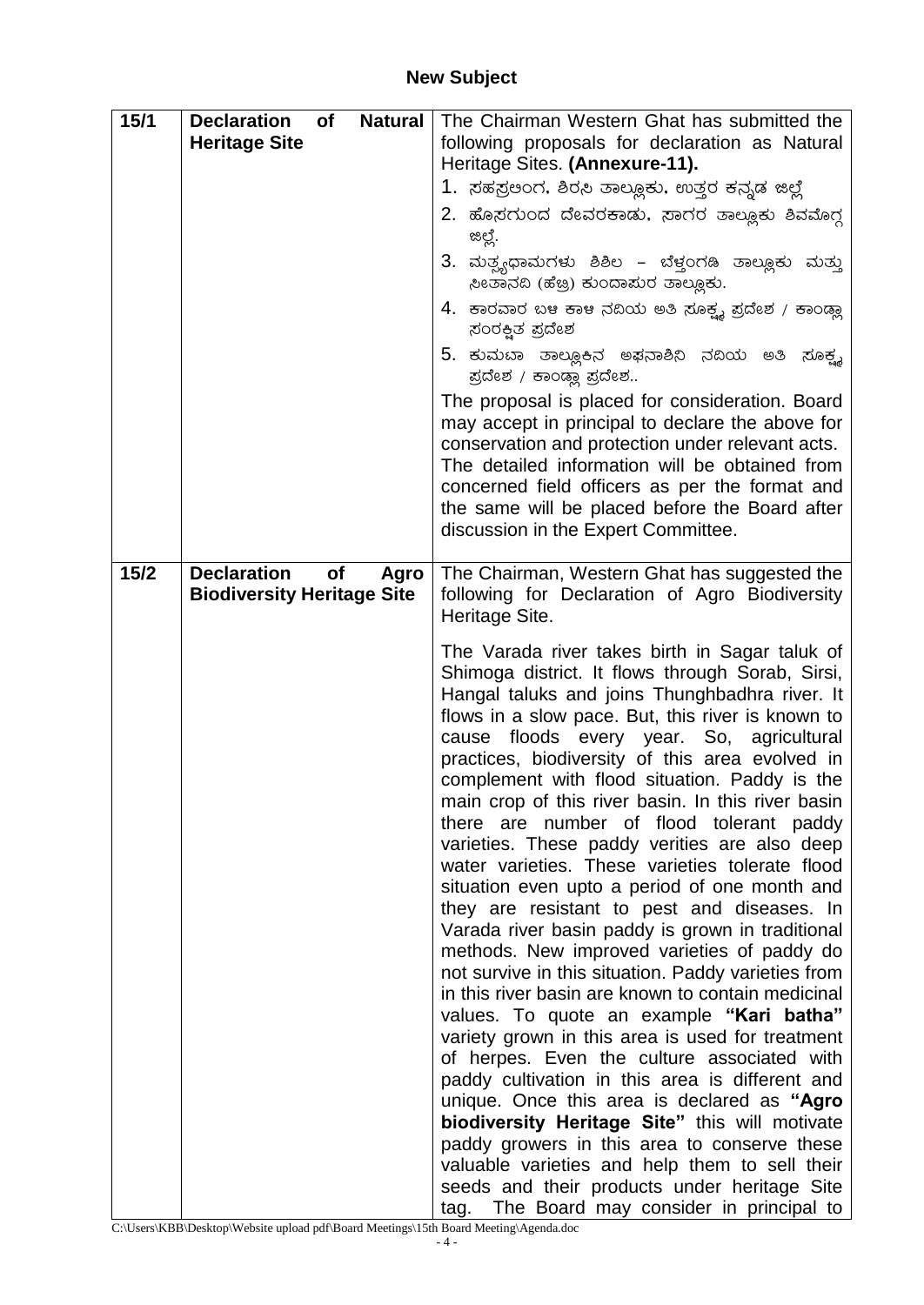## New Subject

| | | |
|---|---|---|
| **15/1** | **Declaration of Natural Heritage Site** | The Chairman Western Ghat has submitted the following proposals for declaration as Natural Heritage Sites. **(Annexure-11).**<br>1. ಸಹಸ್ರಲಿಂಗ, ಶಿರಸಿ ತಾಲ್ಲೂಕು, ಉತ್ತರ ಕನ್ನಡ ಜಿಲ್ಲೆ<br>2. ಹೊಸಗುಂದ ದೇವರಕಾಡು, ಸಾಗರ ತಾಲ್ಲೂಕು ಶಿವಮೊಗ್ಗ ಜಿಲ್ಲೆ.<br>3. ಮತ್ಸ್ಯಧಾಮಗಳು ಶಿಶಿಲ – ಬೆಳ್ತಂಗಡಿ ತಾಲ್ಲೂಕು ಮತ್ತು ಸೀತಾನದಿ (ಹೆಬ್ರಿ) ಕುಂದಾಪುರ ತಾಲ್ಲೂಕು.<br>4. ಕಾರವಾರ ಬಳಿ ಕಾಳಿ ನದಿಯ ಅತಿ ಸೂಕ್ಷ್ಮ ಪ್ರದೇಶ / ಕಾಂಡ್ಲಾ ಸಂರಕ್ಷಿತ ಪ್ರದೇಶ<br>5. ಕುಮಟಾ ತಾಲ್ಲೂಕಿನ ಅಘನಾಶಿನಿ ನದಿಯ ಅತಿ ಸೂಕ್ಷ್ಮ ಪ್ರದೇಶ / ಕಾಂಡ್ಲಾ ಪ್ರದೇಶ..<br>The proposal is placed for consideration. Board may accept in principal to declare the above for conservation and protection under relevant acts. The detailed information will be obtained from concerned field officers as per the format and the same will be placed before the Board after discussion in the Expert Committee. |
| **15/2** | **Declaration of Agro Biodiversity Heritage Site** | The Chairman, Western Ghat has suggested the following for Declaration of Agro Biodiversity Heritage Site.<br><br>The Varada river takes birth in Sagar taluk of Shimoga district. It flows through Sorab, Sirsi, Hangal taluks and joins Thunghbadhra river. It flows in a slow pace. But, this river is known to cause floods every year. So, agricultural practices, biodiversity of this area evolved in complement with flood situation. Paddy is the main crop of this river basin. In this river basin there are number of flood tolerant paddy varieties. These paddy verities are also deep water varieties. These varieties tolerate flood situation even upto a period of one month and they are resistant to pest and diseases. In Varada river basin paddy is grown in traditional methods. New improved varieties of paddy do not survive in this situation. Paddy varieties from in this river basin are known to contain medicinal values. To quote an example **"Kari batha"** variety grown in this area is used for treatment of herpes. Even the culture associated with paddy cultivation in this area is different and unique. Once this area is declared as **"Agro biodiversity Heritage Site"** this will motivate paddy growers in this area to conserve these valuable varieties and help them to sell their seeds and their products under heritage Site tag. The Board may consider in principal to |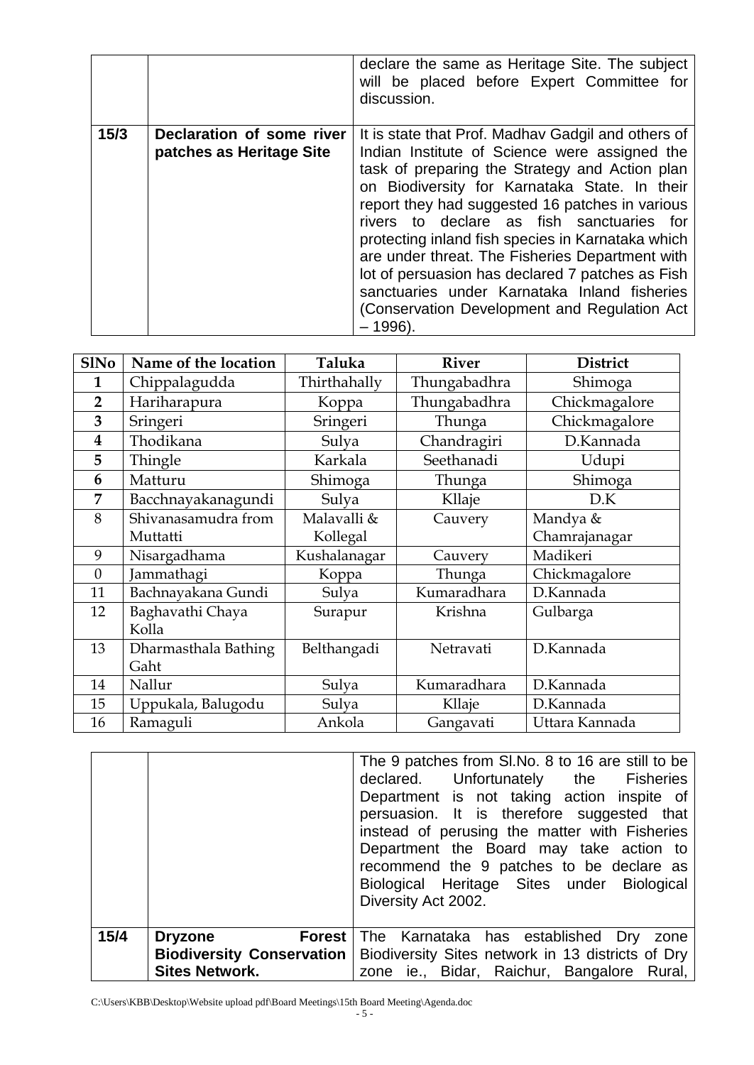| | | |
|---|---|---|
| | | declare the same as Heritage Site. The subject will be placed before Expert Committee for discussion. |
| **15/3** | **Declaration of some river patches as Heritage Site** | It is state that Prof. Madhav Gadgil and others of Indian Institute of Science were assigned the task of preparing the Strategy and Action plan on Biodiversity for Karnataka State. In their report they had suggested 16 patches in various rivers to declare as fish sanctuaries for protecting inland fish species in Karnataka which are under threat. The Fisheries Department with lot of persuasion has declared 7 patches as Fish sanctuaries under Karnataka Inland fisheries (Conservation Development and Regulation Act – 1996). |

| SlNo | Name of the location | Taluka | River | District |
|---|---|---|---|---|
| **1** | Chippalagudda | Thirthahally | Thungabadhra | Shimoga |
| **2** | Hariharapura | Koppa | Thungabadhra | Chickmagalore |
| **3** | Sringeri | Sringeri | Thunga | Chickmagalore |
| **4** | Thodikana | Sulya | Chandragiri | D.Kannada |
| **5** | Thingle | Karkala | Seethanadi | Udupi |
| **6** | Matturu | Shimoga | Thunga | Shimoga |
| **7** | Bacchnayakanagundi | Sulya | Kllaje | D.K |
| 8 | Shivanasamudra from Muttatti | Malavalli & Kollegal | Cauvery | Mandya & Chamrajanagar |
| 9 | Nisargadhama | Kushalanagar | Cauvery | Madikeri |
| 0 | Jammathagi | Koppa | Thunga | Chickmagalore |
| 11 | Bachnayakana Gundi | Sulya | Kumaradhara | D.Kannada |
| 12 | Baghavathi Chaya Kolla | Surapur | Krishna | Gulbarga |
| 13 | Dharmasthala Bathing Gaht | Belthangadi | Netravati | D.Kannada |
| 14 | Nallur | Sulya | Kumaradhara | D.Kannada |
| 15 | Uppukala, Balugodu | Sulya | Kllaje | D.Kannada |
| 16 | Ramaguli | Ankola | Gangavati | Uttara Kannada |

| | | |
|---|---|---|
| | | The 9 patches from Sl.No. 8 to 16 are still to be declared. Unfortunately the Fisheries Department is not taking action inspite of persuasion. It is therefore suggested that instead of perusing the matter with Fisheries Department the Board may take action to recommend the 9 patches to be declare as Biological Heritage Sites under Biological Diversity Act 2002. |
| **15/4** | **Dryzone Forest Biodiversity Conservation Sites Network.** | The Karnataka has established Dry zone Biodiversity Sites network in 13 districts of Dry zone ie., Bidar, Raichur, Bangalore Rural, |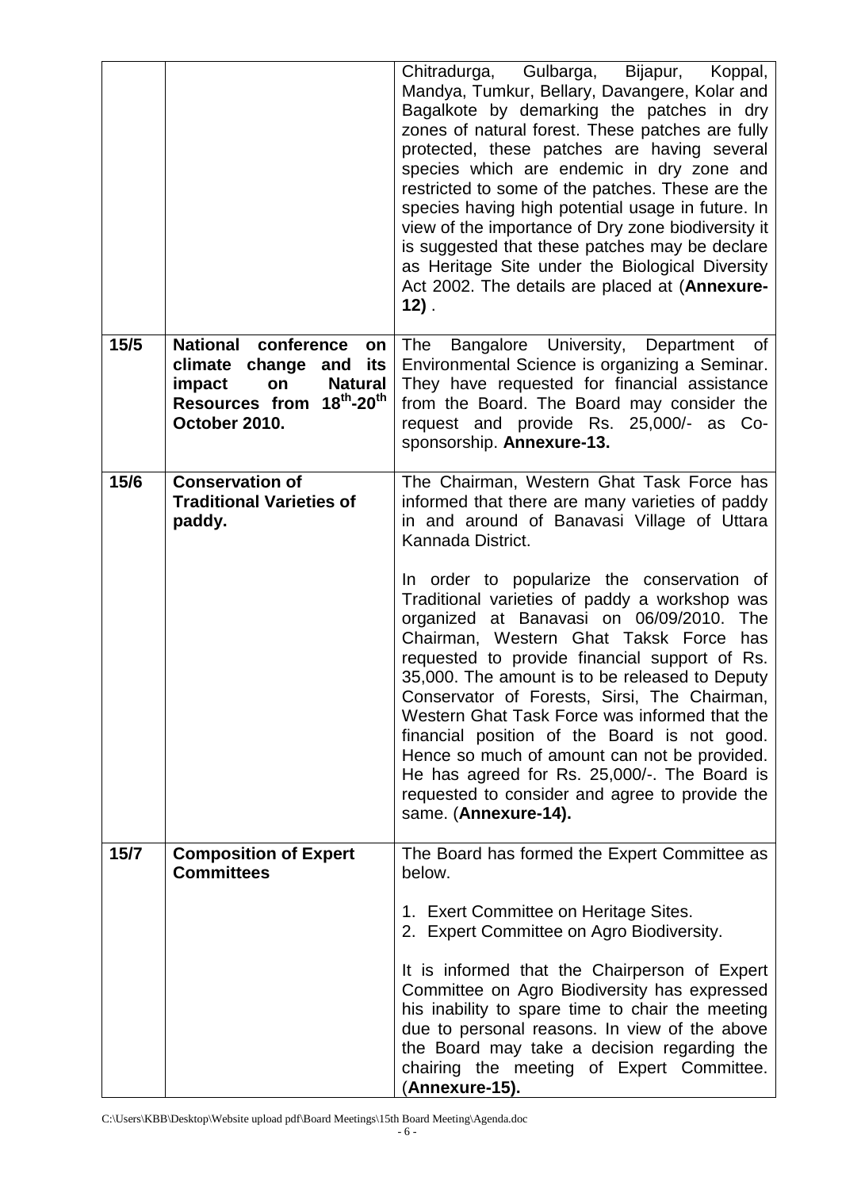| | | |
|---|---|---|
| | | Chitradurga, Gulbarga, Bijapur, Koppal, Mandya, Tumkur, Bellary, Davangere, Kolar and Bagalkote by demarking the patches in dry zones of natural forest. These patches are fully protected, these patches are having several species which are endemic in dry zone and restricted to some of the patches. These are the species having high potential usage in future. In view of the importance of Dry zone biodiversity it is suggested that these patches may be declare as Heritage Site under the Biological Diversity Act 2002. The details are placed at (**Annexure-12)** . |
| **15/5** | **National conference on climate change and its impact on Natural Resources from 18th-20th October 2010.** | The Bangalore University, Department of Environmental Science is organizing a Seminar. They have requested for financial assistance from the Board. The Board may consider the request and provide Rs. 25,000/- as Co-sponsorship. **Annexure-13.** |
| **15/6** | **Conservation of Traditional Varieties of paddy.** | The Chairman, Western Ghat Task Force has informed that there are many varieties of paddy in and around of Banavasi Village of Uttara Kannada District.<br><br>In order to popularize the conservation of Traditional varieties of paddy a workshop was organized at Banavasi on 06/09/2010. The Chairman, Western Ghat Taksk Force has requested to provide financial support of Rs. 35,000. The amount is to be released to Deputy Conservator of Forests, Sirsi, The Chairman, Western Ghat Task Force was informed that the financial position of the Board is not good. Hence so much of amount can not be provided. He has agreed for Rs. 25,000/-. The Board is requested to consider and agree to provide the same. (**Annexure-14).** |
| **15/7** | **Composition of Expert Committees** | The Board has formed the Expert Committee as below.<br><br>1. Exert Committee on Heritage Sites.<br>2. Expert Committee on Agro Biodiversity.<br><br>It is informed that the Chairperson of Expert Committee on Agro Biodiversity has expressed his inability to spare time to chair the meeting due to personal reasons. In view of the above the Board may take a decision regarding the chairing the meeting of Expert Committee. (**Annexure-15).** |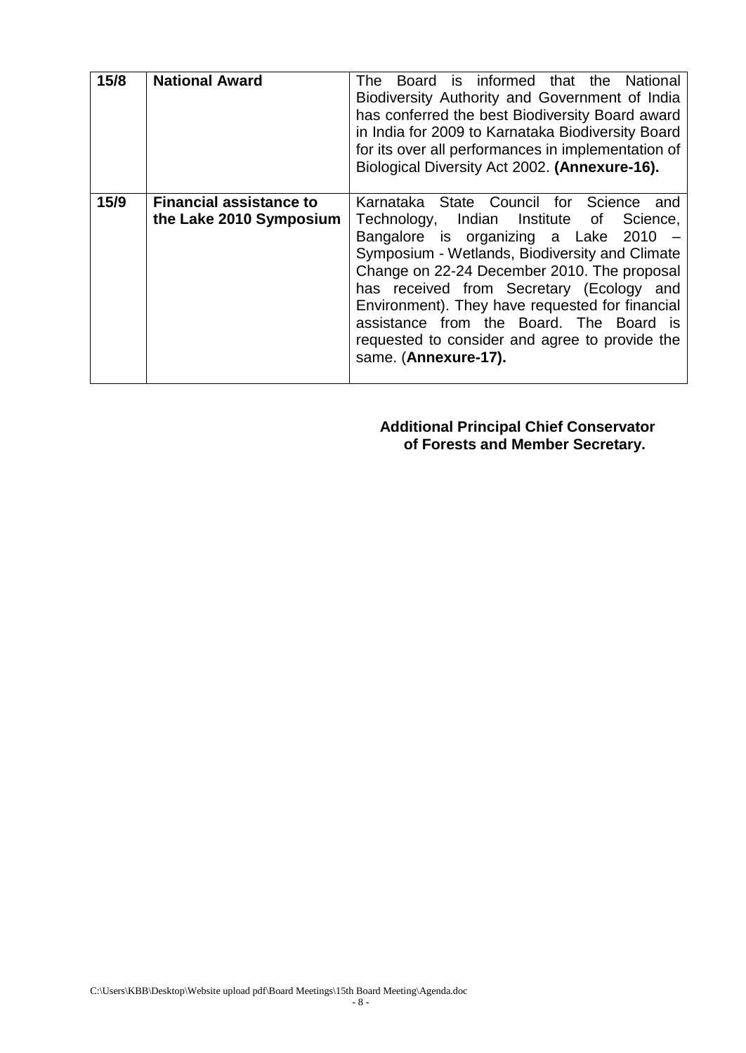| **15/8** | **National Award** | The Board is informed that the National Biodiversity Authority and Government of India has conferred the best Biodiversity Board award in India for 2009 to Karnataka Biodiversity Board for its over all performances in implementation of Biological Diversity Act 2002. **(Annexure-16).** |
|---|---|---|
| **15/9** | **Financial assistance to the Lake 2010 Symposium** | Karnataka State Council for Science and Technology, Indian Institute of Science, Bangalore is organizing a Lake 2010 – Symposium - Wetlands, Biodiversity and Climate Change on 22-24 December 2010. The proposal has received from Secretary (Ecology and Environment). They have requested for financial assistance from the Board. The Board is requested to consider and agree to provide the same. (**Annexure-17).** |

**Additional Principal Chief Conservator of Forests and Member Secretary.**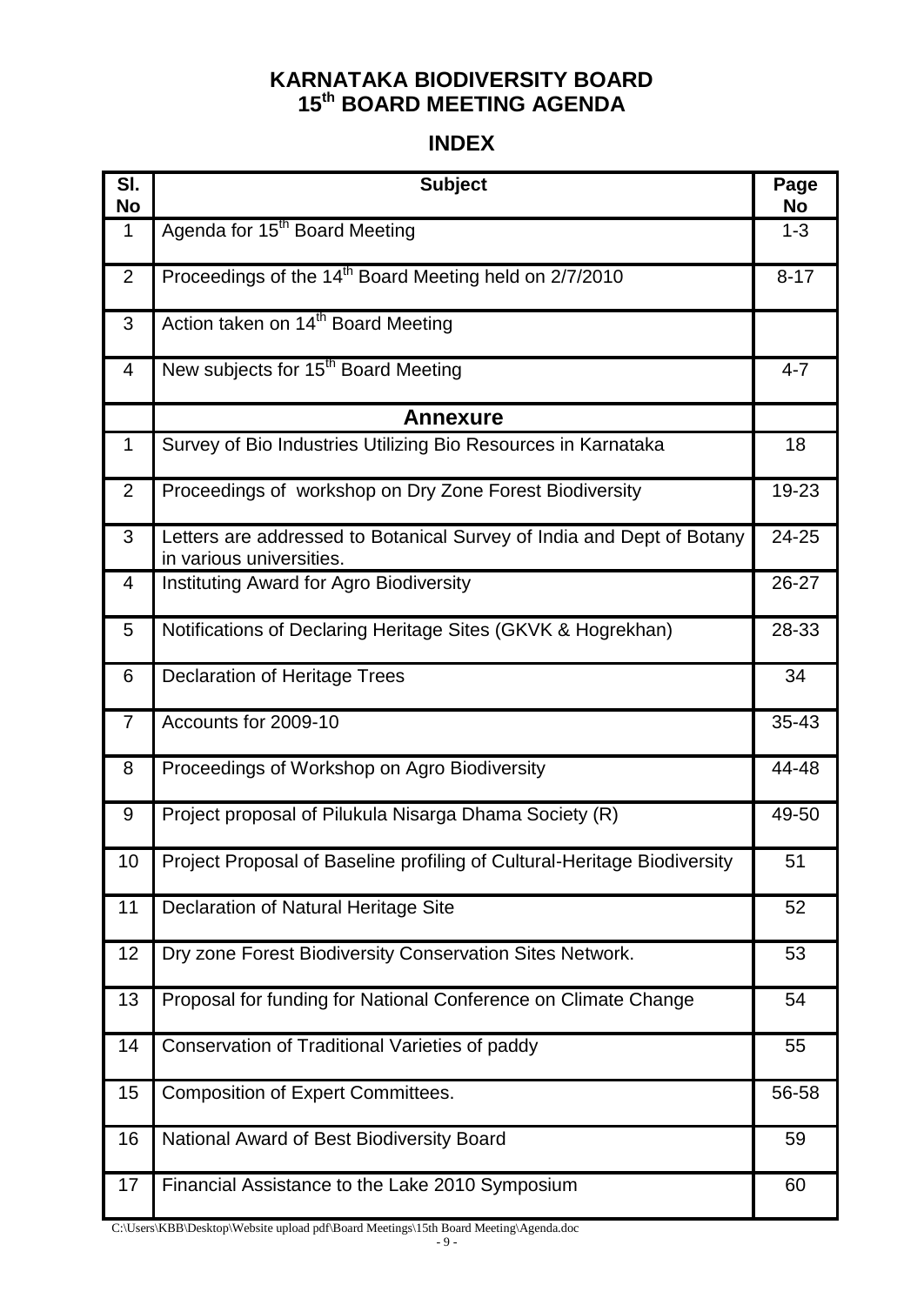# KARNATAKA BIODIVERSITY BOARD
# 15th BOARD MEETING AGENDA

## INDEX

| Sl. No | Subject | Page No |
|---|---|---|
| 1 | Agenda for 15th Board Meeting | 1-3 |
| 2 | Proceedings of the 14th Board Meeting held on 2/7/2010 | 8-17 |
| 3 | Action taken on 14th Board Meeting | |
| 4 | New subjects for 15th Board Meeting | 4-7 |
| | **Annexure** | |
| 1 | Survey of Bio Industries Utilizing Bio Resources in Karnataka | 18 |
| 2 | Proceedings of workshop on Dry Zone Forest Biodiversity | 19-23 |
| 3 | Letters are addressed to Botanical Survey of India and Dept of Botany in various universities. | 24-25 |
| 4 | Instituting Award for Agro Biodiversity | 26-27 |
| 5 | Notifications of Declaring Heritage Sites (GKVK & Hogrekhan) | 28-33 |
| 6 | Declaration of Heritage Trees | 34 |
| 7 | Accounts for 2009-10 | 35-43 |
| 8 | Proceedings of Workshop on Agro Biodiversity | 44-48 |
| 9 | Project proposal of Pilukula Nisarga Dhama Society (R) | 49-50 |
| 10 | Project Proposal of Baseline profiling of Cultural-Heritage Biodiversity | 51 |
| 11 | Declaration of Natural Heritage Site | 52 |
| 12 | Dry zone Forest Biodiversity Conservation Sites Network. | 53 |
| 13 | Proposal for funding for National Conference on Climate Change | 54 |
| 14 | Conservation of Traditional Varieties of paddy | 55 |
| 15 | Composition of Expert Committees. | 56-58 |
| 16 | National Award of Best Biodiversity Board | 59 |
| 17 | Financial Assistance to the Lake 2010 Symposium | 60 |

C:\Users\KBB\Desktop\Website upload pdf\Board Meetings\15th Board Meeting\Agenda.doc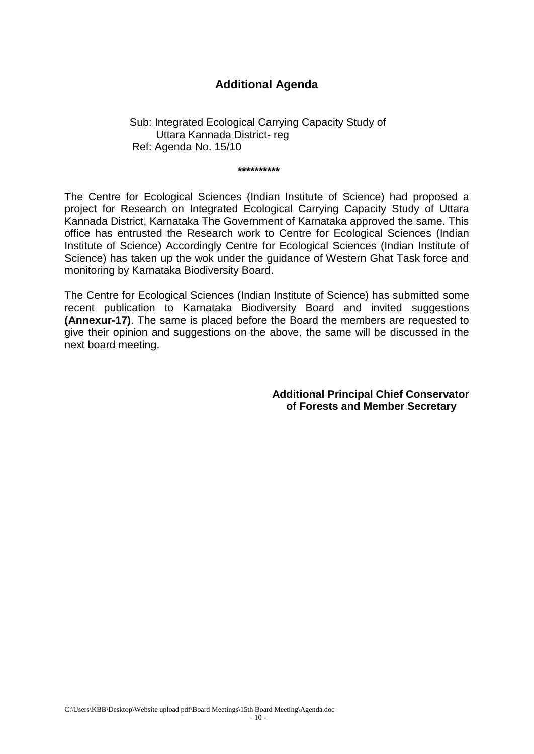## Additional Agenda

Sub: Integrated Ecological Carrying Capacity Study of Uttara Kannada District- reg
Ref: Agenda No. 15/10

**********

The Centre for Ecological Sciences (Indian Institute of Science) had proposed a project for Research on Integrated Ecological Carrying Capacity Study of Uttara Kannada District, Karnataka The Government of Karnataka approved the same. This office has entrusted the Research work to Centre for Ecological Sciences (Indian Institute of Science) Accordingly Centre for Ecological Sciences (Indian Institute of Science) has taken up the wok under the guidance of Western Ghat Task force and monitoring by Karnataka Biodiversity Board.

The Centre for Ecological Sciences (Indian Institute of Science) has submitted some recent publication to Karnataka Biodiversity Board and invited suggestions **(Annexur-17)**. The same is placed before the Board the members are requested to give their opinion and suggestions on the above, the same will be discussed in the next board meeting.

**Additional Principal Chief Conservator of Forests and Member Secretary**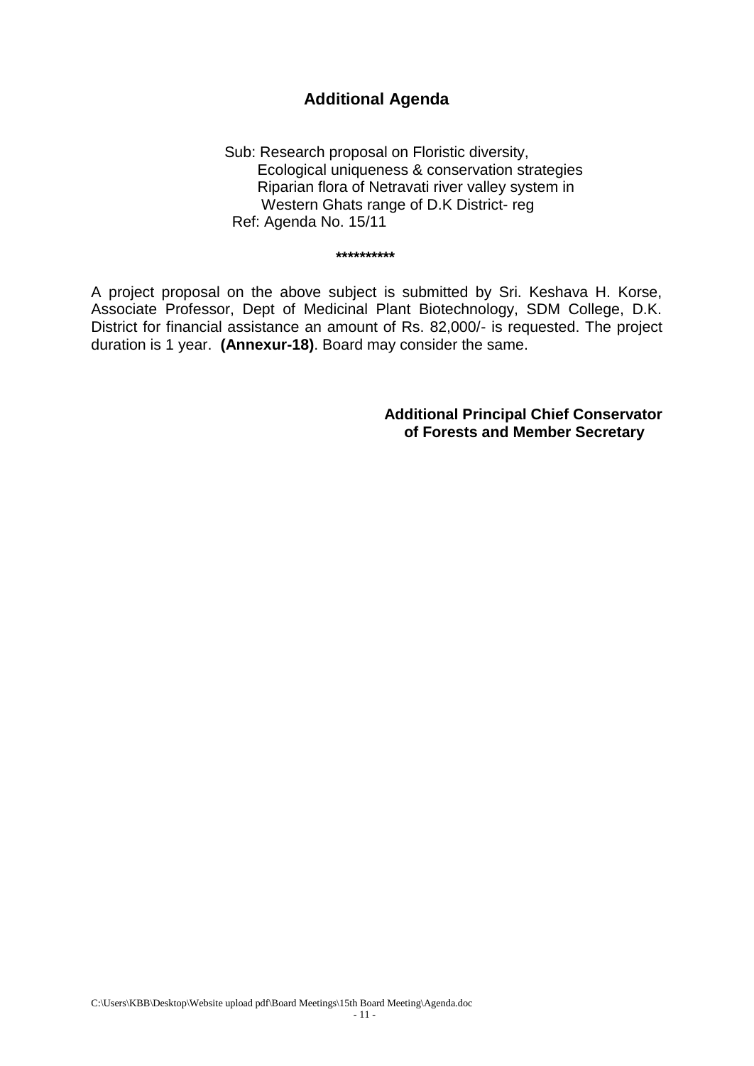## Additional Agenda

Sub: Research proposal on Floristic diversity,
Ecological uniqueness & conservation strategies
Riparian flora of Netravati river valley system in
Western Ghats range of D.K District- reg
Ref: Agenda No. 15/11

**********

A project proposal on the above subject is submitted by Sri. Keshava H. Korse, Associate Professor, Dept of Medicinal Plant Biotechnology, SDM College, D.K. District for financial assistance an amount of Rs. 82,000/- is requested. The project duration is 1 year. **(Annexur-18)**. Board may consider the same.

**Additional Principal Chief Conservator of Forests and Member Secretary**